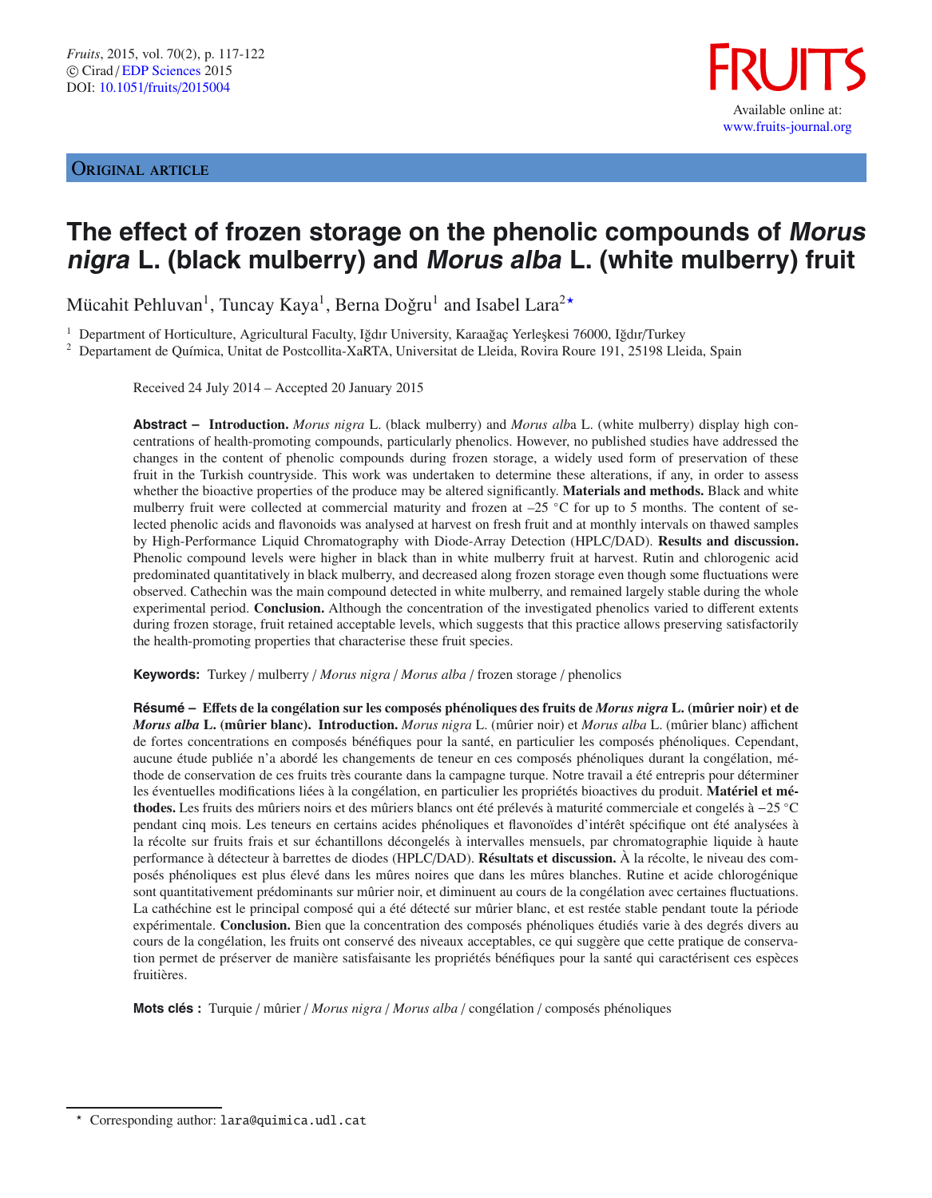Original article

# The effect of frozen storage on the phenolic compounds of *Morus nigra* L. (black mulberry) and *Morus alba* L. (white mulberry) fruit

Mücahit Pehluvan[1], Tuncay Kaya[1], Berna Doğru[1] and Isabel Lara[2,★]

[1] Department of Horticulture, Agricultural Faculty, Iğdır University, Karaağaç Yerleşkesi 76000, Iğdır/Turkey

[2] Departament de Química, Unitat de Postcollita-XaRTA, Universitat de Lleida, Rovira Roure 191, 25198 Lleida, Spain

Received 24 July 2014 – Accepted 20 January 2015

**Abstract – Introduction.** *Morus nigra* L. (black mulberry) and *Morus alb*a L. (white mulberry) display high concentrations of health-promoting compounds, particularly phenolics. However, no published studies have addressed the changes in the content of phenolic compounds during frozen storage, a widely used form of preservation of these fruit in the Turkish countryside. This work was undertaken to determine these alterations, if any, in order to assess whether the bioactive properties of the produce may be altered significantly. **Materials and methods.** Black and white mulberry fruit were collected at commercial maturity and frozen at –25 °C for up to 5 months. The content of selected phenolic acids and flavonoids was analysed at harvest on fresh fruit and at monthly intervals on thawed samples by High-Performance Liquid Chromatography with Diode-Array Detection (HPLC/DAD). **Results and discussion.** Phenolic compound levels were higher in black than in white mulberry fruit at harvest. Rutin and chlorogenic acid predominated quantitatively in black mulberry, and decreased along frozen storage even though some fluctuations were observed. Cathechin was the main compound detected in white mulberry, and remained largely stable during the whole experimental period. **Conclusion.** Although the concentration of the investigated phenolics varied to different extents during frozen storage, fruit retained acceptable levels, which suggests that this practice allows preserving satisfactorily the health-promoting properties that characterise these fruit species.

**Keywords:** Turkey / mulberry / *Morus nigra* / *Morus alba* / frozen storage / phenolics

**Résumé – Effets de la congélation sur les composés phénoliques des fruits de *Morus nigra* L. (mûrier noir) et de *Morus alba* L. (mûrier blanc). Introduction.** *Morus nigra* L. (mûrier noir) et *Morus alba* L. (mûrier blanc) affichent de fortes concentrations en composés bénéfiques pour la santé, en particulier les composés phénoliques. Cependant, aucune étude publiée n'a abordé les changements de teneur en ces composés phénoliques durant la congélation, méthode de conservation de ces fruits très courante dans la campagne turque. Notre travail a été entrepris pour déterminer les éventuelles modifications liées à la congélation, en particulier les propriétés bioactives du produit. **Matériel et méthodes.** Les fruits des mûriers noirs et des mûriers blancs ont été prélevés à maturité commerciale et congelés à −25 °C pendant cinq mois. Les teneurs en certains acides phénoliques et flavonoïdes d'intérêt spécifique ont été analysées à la récolte sur fruits frais et sur échantillons décongelés à intervalles mensuels, par chromatographie liquide à haute performance à détecteur à barrettes de diodes (HPLC/DAD). **Résultats et discussion.** À la récolte, le niveau des composés phénoliques est plus élevé dans les mûres noires que dans les mûres blanches. Rutine et acide chlorogénique sont quantitativement prédominants sur mûrier noir, et diminuent au cours de la congélation avec certaines fluctuations. La cathéchine est le principal composé qui a été détecté sur mûrier blanc, et est restée stable pendant toute la période expérimentale. **Conclusion.** Bien que la concentration des composés phénoliques étudiés varie à des degrés divers au cours de la congélation, les fruits ont conservé des niveaux acceptables, ce qui suggère que cette pratique de conservation permet de préserver de manière satisfaisante les propriétés bénéfiques pour la santé qui caractérisent ces espèces fruitières.

**Mots clés :** Turquie / mûrier / *Morus nigra* / *Morus alba* / congélation / composés phénoliques

★ Corresponding author: lara@quimica.udl.cat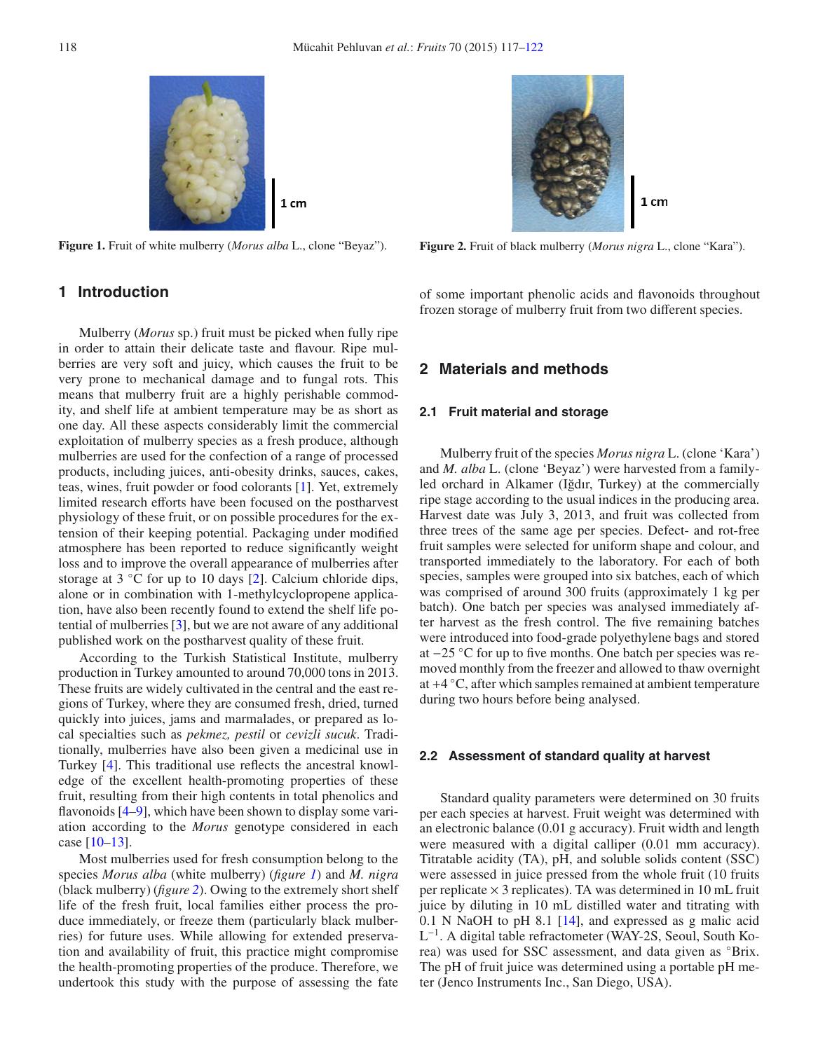Figure 1. Fruit of white mulberry (*Morus alba* L., clone "Beyaz").

Figure 2. Fruit of black mulberry (*Morus nigra* L., clone "Kara").

## 1 Introduction

Mulberry (*Morus* sp.) fruit must be picked when fully ripe in order to attain their delicate taste and flavour. Ripe mulberries are very soft and juicy, which causes the fruit to be very prone to mechanical damage and to fungal rots. This means that mulberry fruit are a highly perishable commodity, and shelf life at ambient temperature may be as short as one day. All these aspects considerably limit the commercial exploitation of mulberry species as a fresh produce, although mulberries are used for the confection of a range of processed products, including juices, anti-obesity drinks, sauces, cakes, teas, wines, fruit powder or food colorants [1]. Yet, extremely limited research efforts have been focused on the postharvest physiology of these fruit, or on possible procedures for the extension of their keeping potential. Packaging under modified atmosphere has been reported to reduce significantly weight loss and to improve the overall appearance of mulberries after storage at 3 °C for up to 10 days [2]. Calcium chloride dips, alone or in combination with 1-methylcyclopropene application, have also been recently found to extend the shelf life potential of mulberries [3], but we are not aware of any additional published work on the postharvest quality of these fruit.

According to the Turkish Statistical Institute, mulberry production in Turkey amounted to around 70,000 tons in 2013. These fruits are widely cultivated in the central and the east regions of Turkey, where they are consumed fresh, dried, turned quickly into juices, jams and marmalades, or prepared as local specialties such as *pekmez, pestil* or *cevizli sucuk*. Traditionally, mulberries have also been given a medicinal use in Turkey [4]. This traditional use reflects the ancestral knowledge of the excellent health-promoting properties of these fruit, resulting from their high contents in total phenolics and flavonoids [4–9], which have been shown to display some variation according to the *Morus* genotype considered in each case [10–13].

Most mulberries used for fresh consumption belong to the species *Morus alba* (white mulberry) (*figure 1*) and *M. nigra* (black mulberry) (*figure 2*). Owing to the extremely short shelf life of the fresh fruit, local families either process the produce immediately, or freeze them (particularly black mulberries) for future uses. While allowing for extended preservation and availability of fruit, this practice might compromise the health-promoting properties of the produce. Therefore, we undertook this study with the purpose of assessing the fate of some important phenolic acids and flavonoids throughout frozen storage of mulberry fruit from two different species.

## 2 Materials and methods

### 2.1 Fruit material and storage

Mulberry fruit of the species *Morus nigra* L. (clone 'Kara') and *M. alba* L. (clone 'Beyaz') were harvested from a family-led orchard in Alkamer (Iğdır, Turkey) at the commercially ripe stage according to the usual indices in the producing area. Harvest date was July 3, 2013, and fruit was collected from three trees of the same age per species. Defect- and rot-free fruit samples were selected for uniform shape and colour, and transported immediately to the laboratory. For each of both species, samples were grouped into six batches, each of which was comprised of around 300 fruits (approximately 1 kg per batch). One batch per species was analysed immediately after harvest as the fresh control. The five remaining batches were introduced into food-grade polyethylene bags and stored at −25 °C for up to five months. One batch per species was removed monthly from the freezer and allowed to thaw overnight at +4 °C, after which samples remained at ambient temperature during two hours before being analysed.

### 2.2 Assessment of standard quality at harvest

Standard quality parameters were determined on 30 fruits per each species at harvest. Fruit weight was determined with an electronic balance (0.01 g accuracy). Fruit width and length were measured with a digital calliper (0.01 mm accuracy). Titratable acidity (TA), pH, and soluble solids content (SSC) were assessed in juice pressed from the whole fruit (10 fruits per replicate × 3 replicates). TA was determined in 10 mL fruit juice by diluting in 10 mL distilled water and titrating with 0.1 N NaOH to pH 8.1 [14], and expressed as g malic acid $L^{-1}$. A digital table refractometer (WAY-2S, Seoul, South Korea) was used for SSC assessment, and data given as °Brix. The pH of fruit juice was determined using a portable pH meter (Jenco Instruments Inc., San Diego, USA).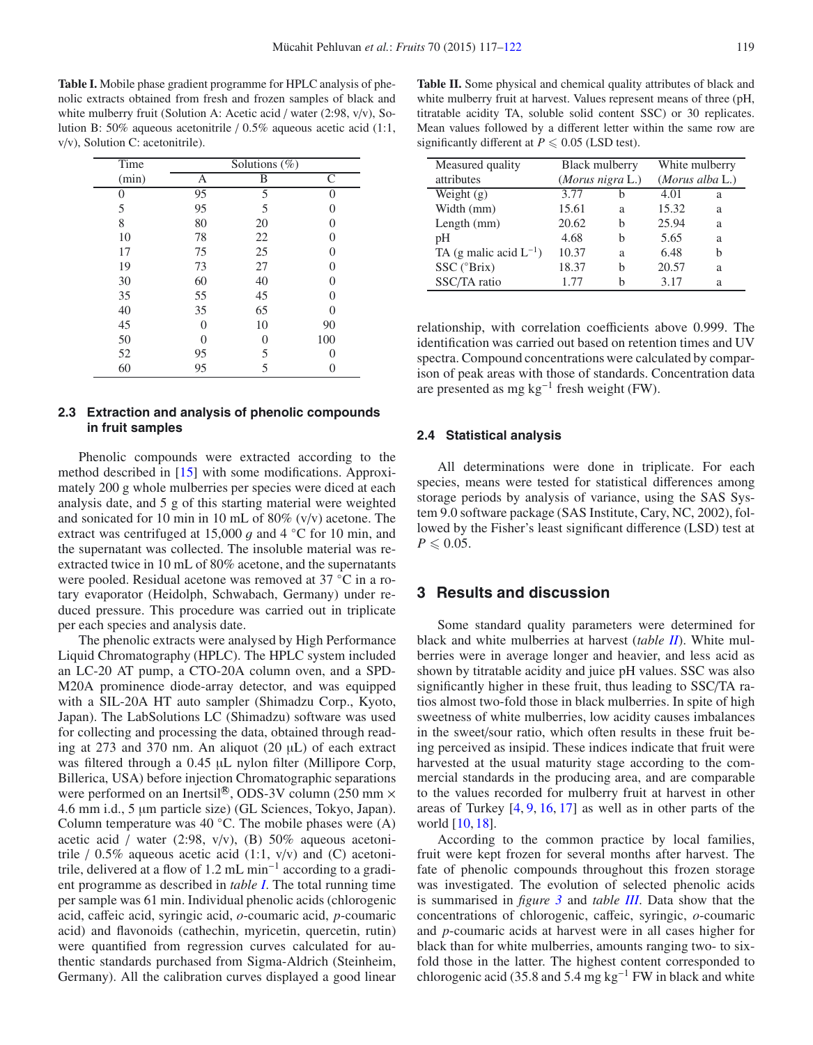**Table I.** Mobile phase gradient programme for HPLC analysis of phenolic extracts obtained from fresh and frozen samples of black and white mulberry fruit (Solution A: Acetic acid / water (2:98, v/v), Solution B: 50% aqueous acetonitrile / 0.5% aqueous acetic acid (1:1, v/v), Solution C: acetonitrile).

| Time | Solutions (%) | | |
|---|---|---|---|
| (min) | A | B | C |
| 0 | 95 | 5 | 0 |
| 5 | 95 | 5 | 0 |
| 8 | 80 | 20 | 0 |
| 10 | 78 | 22 | 0 |
| 17 | 75 | 25 | 0 |
| 19 | 73 | 27 | 0 |
| 30 | 60 | 40 | 0 |
| 35 | 55 | 45 | 0 |
| 40 | 35 | 65 | 0 |
| 45 | 0 | 10 | 90 |
| 50 | 0 | 0 | 100 |
| 52 | 95 | 5 | 0 |
| 60 | 95 | 5 | 0 |

### 2.3 Extraction and analysis of phenolic compounds in fruit samples

Phenolic compounds were extracted according to the method described in [15] with some modifications. Approximately 200 g whole mulberries per species were diced at each analysis date, and 5 g of this starting material were weighted and sonicated for 10 min in 10 mL of 80% (v/v) acetone. The extract was centrifuged at 15,000 *g* and 4 °C for 10 min, and the supernatant was collected. The insoluble material was reextracted twice in 10 mL of 80% acetone, and the supernatants were pooled. Residual acetone was removed at 37 °C in a rotary evaporator (Heidolph, Schwabach, Germany) under reduced pressure. This procedure was carried out in triplicate per each species and analysis date.

The phenolic extracts were analysed by High Performance Liquid Chromatography (HPLC). The HPLC system included an LC-20 AT pump, a CTO-20A column oven, and a SPD-M20A prominence diode-array detector, and was equipped with a SIL-20A HT auto sampler (Shimadzu Corp., Kyoto, Japan). The LabSolutions LC (Shimadzu) software was used for collecting and processing the data, obtained through reading at 273 and 370 nm. An aliquot (20 μL) of each extract was filtered through a 0.45 μL nylon filter (Millipore Corp, Billerica, USA) before injection Chromatographic separations were performed on an Inertsil®, ODS-3V column (250 mm × 4.6 mm i.d., 5 μm particle size) (GL Sciences, Tokyo, Japan). Column temperature was 40 °C. The mobile phases were (A) acetic acid / water (2:98, v/v), (B) 50% aqueous acetonitrile / 0.5% aqueous acetic acid (1:1, v/v) and (C) acetonitrile, delivered at a flow of 1.2 mL min$^{-1}$ according to a gradient programme as described in *table I*. The total running time per sample was 61 min. Individual phenolic acids (chlorogenic acid, caffeic acid, syringic acid, *o*-coumaric acid, *p*-coumaric acid) and flavonoids (cathechin, myricetin, quercetin, rutin) were quantified from regression curves calculated for authentic standards purchased from Sigma-Aldrich (Steinheim, Germany). All the calibration curves displayed a good linear relationship, with correlation coefficients above 0.999. The identification was carried out based on retention times and UV spectra. Compound concentrations were calculated by comparison of peak areas with those of standards. Concentration data are presented as mg kg$^{-1}$ fresh weight (FW).

**Table II.** Some physical and chemical quality attributes of black and white mulberry fruit at harvest. Values represent means of three (pH, titratable acidity TA, soluble solid content SSC) or 30 replicates. Mean values followed by a different letter within the same row are significantly different at $P \leqslant 0.05$ (LSD test).

| Measured quality attributes | Black mulberry (*Morus nigra* L.) | | White mulberry (*Morus alba* L.) | |
|---|---|---|---|---|
| Weight (g) | 3.77 | b | 4.01 | a |
| Width (mm) | 15.61 | a | 15.32 | a |
| Length (mm) | 20.62 | b | 25.94 | a |
| pH | 4.68 | b | 5.65 | a |
| TA (g malic acid L$^{-1}$) | 10.37 | a | 6.48 | b |
| SSC (°Brix) | 18.37 | b | 20.57 | a |
| SSC/TA ratio | 1.77 | b | 3.17 | a |

### 2.4 Statistical analysis

All determinations were done in triplicate. For each species, means were tested for statistical differences among storage periods by analysis of variance, using the SAS System 9.0 software package (SAS Institute, Cary, NC, 2002), followed by the Fisher's least significant difference (LSD) test at $P \leqslant 0.05$.

## 3 Results and discussion

Some standard quality parameters were determined for black and white mulberries at harvest (*table II*). White mulberries were in average longer and heavier, and less acid as shown by titratable acidity and juice pH values. SSC was also significantly higher in these fruit, thus leading to SSC/TA ratios almost two-fold those in black mulberries. In spite of high sweetness of white mulberries, low acidity causes imbalances in the sweet/sour ratio, which often results in these fruit being perceived as insipid. These indices indicate that fruit were harvested at the usual maturity stage according to the commercial standards in the producing area, and are comparable to the values recorded for mulberry fruit at harvest in other areas of Turkey [4, 9, 16, 17] as well as in other parts of the world [10, 18].

According to the common practice by local families, fruit were kept frozen for several months after harvest. The fate of phenolic compounds throughout this frozen storage was investigated. The evolution of selected phenolic acids is summarised in *figure 3* and *table III*. Data show that the concentrations of chlorogenic, caffeic, syringic, *o*-coumaric and *p*-coumaric acids at harvest were in all cases higher for black than for white mulberries, amounts ranging two- to six-fold those in the latter. The highest content corresponded to chlorogenic acid (35.8 and 5.4 mg kg$^{-1}$ FW in black and white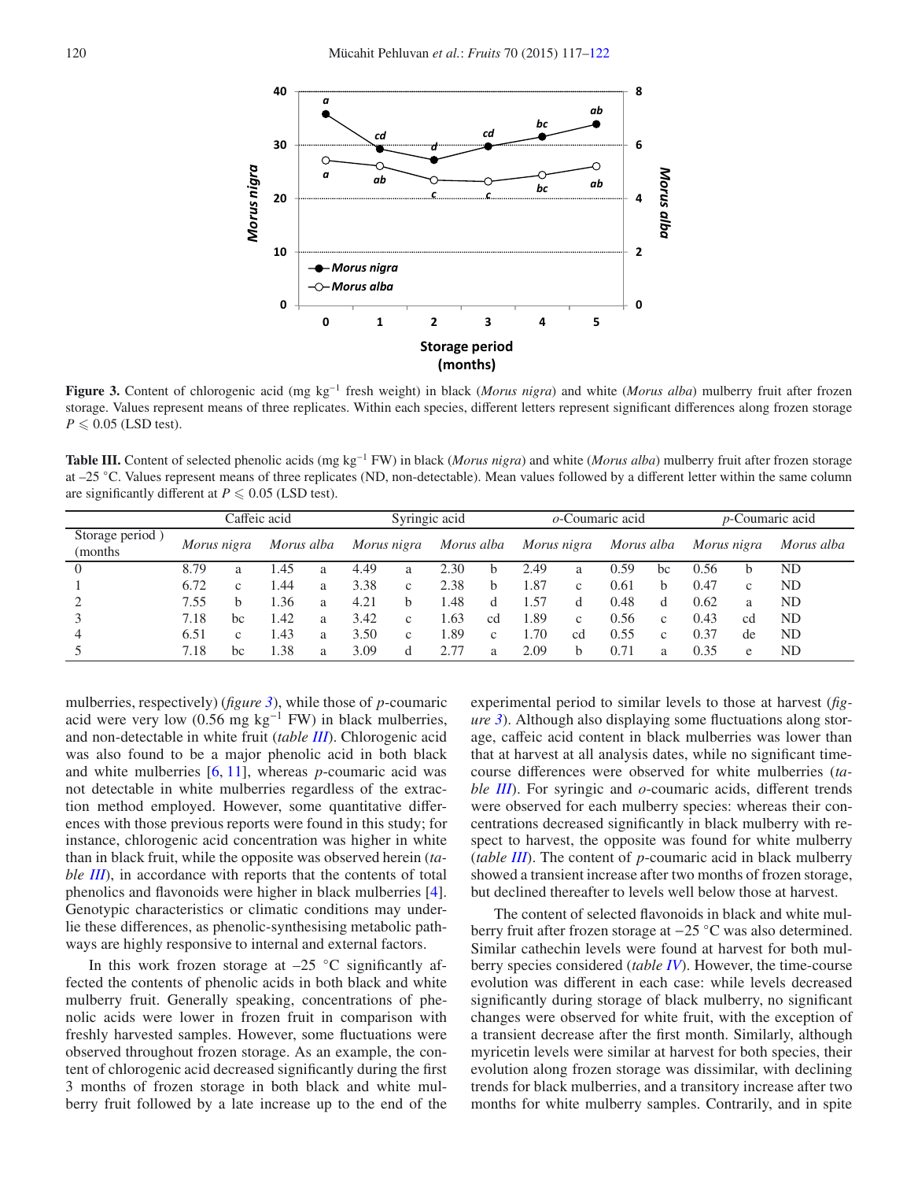**Figure 3.** Content of chlorogenic acid (mg kg$^{-1}$ fresh weight) in black (*Morus nigra*) and white (*Morus alba*) mulberry fruit after frozen storage. Values represent means of three replicates. Within each species, different letters represent significant differences along frozen storage $P \leqslant 0.05$ (LSD test).

**Table III.** Content of selected phenolic acids (mg kg$^{-1}$ FW) in black (*Morus nigra*) and white (*Morus alba*) mulberry fruit after frozen storage at –25 °C. Values represent means of three replicates (ND, non-detectable). Mean values followed by a different letter within the same column are significantly different at $P \leqslant 0.05$ (LSD test).

| Storage period (months) | Caffeic acid | | | | Syringic acid | | | | *o*-Coumaric acid | | | | *p*-Coumaric acid | | |
|---|---|---|---|---|---|---|---|---|---|---|---|---|---|---|---|
| | *Morus nigra* | | *Morus alba* | | *Morus nigra* | | *Morus alba* | | *Morus nigra* | | *Morus alba* | | *Morus nigra* | | *Morus alba* |
| 0 | 8.79 | a | 1.45 | a | 4.49 | a | 2.30 | b | 2.49 | a | 0.59 | bc | 0.56 | b | ND |
| 1 | 6.72 | c | 1.44 | a | 3.38 | c | 2.38 | b | 1.87 | c | 0.61 | b | 0.47 | c | ND |
| 2 | 7.55 | b | 1.36 | a | 4.21 | b | 1.48 | d | 1.57 | d | 0.48 | d | 0.62 | a | ND |
| 3 | 7.18 | bc | 1.42 | a | 3.42 | c | 1.63 | cd | 1.89 | c | 0.56 | c | 0.43 | cd | ND |
| 4 | 6.51 | c | 1.43 | a | 3.50 | c | 1.89 | c | 1.70 | cd | 0.55 | c | 0.37 | de | ND |
| 5 | 7.18 | bc | 1.38 | a | 3.09 | d | 2.77 | a | 2.09 | b | 0.71 | a | 0.35 | e | ND |

mulberries, respectively) (*figure 3*), while those of *p*-coumaric acid were very low (0.56 mg kg$^{-1}$ FW) in black mulberries, and non-detectable in white fruit (*table III*). Chlorogenic acid was also found to be a major phenolic acid in both black and white mulberries [6, 11], whereas *p*-coumaric acid was not detectable in white mulberries regardless of the extraction method employed. However, some quantitative differences with those previous reports were found in this study; for instance, chlorogenic acid concentration was higher in white than in black fruit, while the opposite was observed herein (*table III*), in accordance with reports that the contents of total phenolics and flavonoids were higher in black mulberries [4]. Genotypic characteristics or climatic conditions may underlie these differences, as phenolic-synthesising metabolic pathways are highly responsive to internal and external factors.

In this work frozen storage at –25 °C significantly affected the contents of phenolic acids in both black and white mulberry fruit. Generally speaking, concentrations of phenolic acids were lower in frozen fruit in comparison with freshly harvested samples. However, some fluctuations were observed throughout frozen storage. As an example, the content of chlorogenic acid decreased significantly during the first 3 months of frozen storage in both black and white mulberry fruit followed by a late increase up to the end of the experimental period to similar levels to those at harvest (*figure 3*). Although also displaying some fluctuations along storage, caffeic acid content in black mulberries was lower than that at harvest at all analysis dates, while no significant time-course differences were observed for white mulberries (*table III*). For syringic and *o*-coumaric acids, different trends were observed for each mulberry species: whereas their concentrations decreased significantly in black mulberry with respect to harvest, the opposite was found for white mulberry (*table III*). The content of *p*-coumaric acid in black mulberry showed a transient increase after two months of frozen storage, but declined thereafter to levels well below those at harvest.

The content of selected flavonoids in black and white mulberry fruit after frozen storage at −25 °C was also determined. Similar cathechin levels were found at harvest for both mulberry species considered (*table IV*). However, the time-course evolution was different in each case: while levels decreased significantly during storage of black mulberry, no significant changes were observed for white fruit, with the exception of a transient decrease after the first month. Similarly, although myricetin levels were similar at harvest for both species, their evolution along frozen storage was dissimilar, with declining trends for black mulberries, and a transitory increase after two months for white mulberry samples. Contrarily, and in spite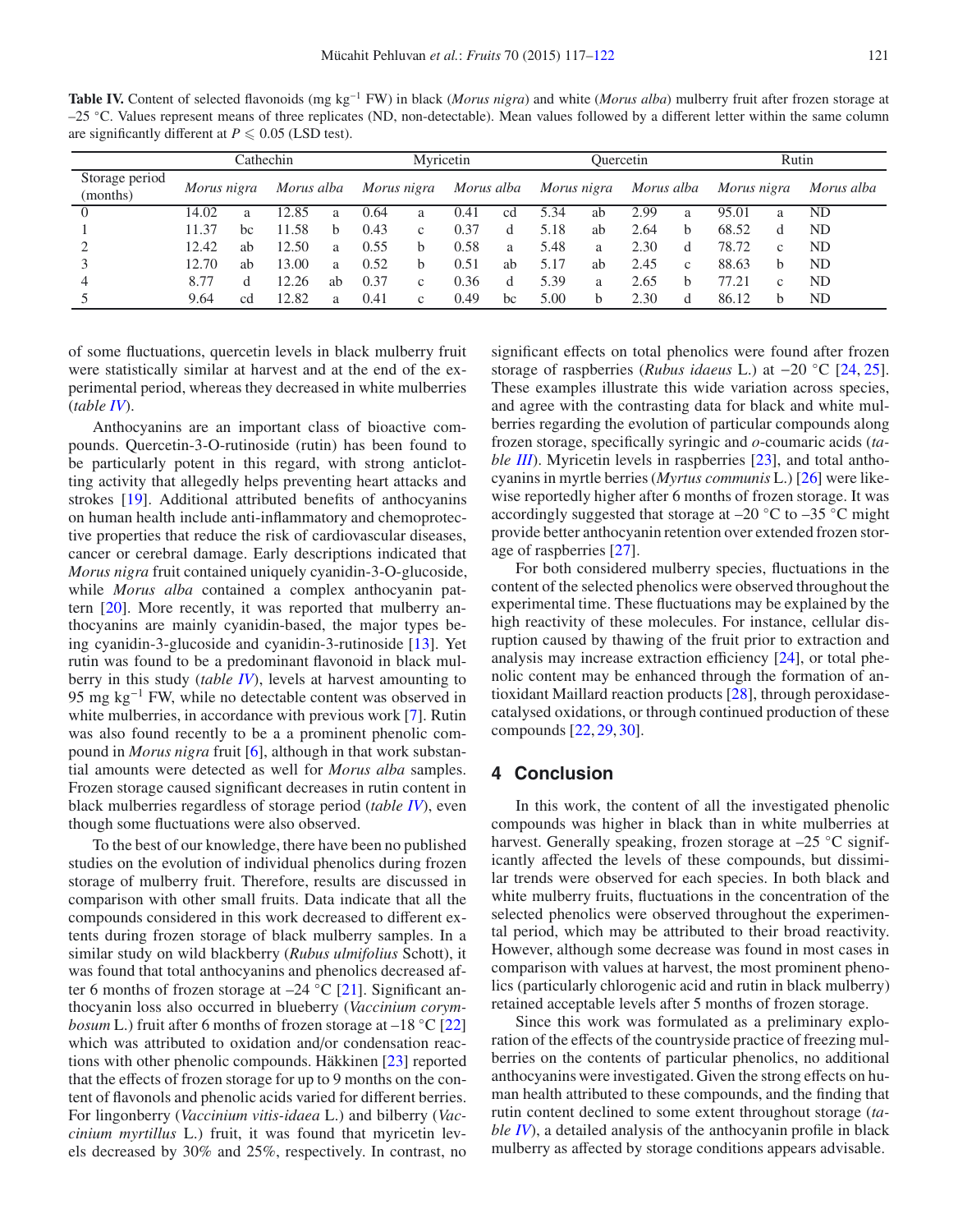**Table IV.** Content of selected flavonoids (mg kg$^{-1}$ FW) in black (*Morus nigra*) and white (*Morus alba*) mulberry fruit after frozen storage at –25 °C. Values represent means of three replicates (ND, non-detectable). Mean values followed by a different letter within the same column are significantly different at $P \leqslant 0.05$ (LSD test).

| | Cathechin | | | | Myricetin | | | | Quercetin | | | | Rutin | | | |
|---|---|---|---|---|---|---|---|---|---|---|---|---|---|---|---|---|
| Storage period (months) | *Morus nigra* | | *Morus alba* | | *Morus nigra* | | *Morus alba* | | *Morus nigra* | | *Morus alba* | | *Morus nigra* | | *Morus alba* | |
| 0 | 14.02 | a | 12.85 | a | 0.64 | a | 0.41 | cd | 5.34 | ab | 2.99 | a | 95.01 | a | ND | |
| 1 | 11.37 | bc | 11.58 | b | 0.43 | c | 0.37 | d | 5.18 | ab | 2.64 | b | 68.52 | d | ND | |
| 2 | 12.42 | ab | 12.50 | a | 0.55 | b | 0.58 | a | 5.48 | a | 2.30 | d | 78.72 | c | ND | |
| 3 | 12.70 | ab | 13.00 | a | 0.52 | b | 0.51 | ab | 5.17 | ab | 2.45 | c | 88.63 | b | ND | |
| 4 | 8.77 | d | 12.26 | ab | 0.37 | c | 0.36 | d | 5.39 | a | 2.65 | b | 77.21 | c | ND | |
| 5 | 9.64 | cd | 12.82 | a | 0.41 | c | 0.49 | bc | 5.00 | b | 2.30 | d | 86.12 | b | ND | |

of some fluctuations, quercetin levels in black mulberry fruit were statistically similar at harvest and at the end of the experimental period, whereas they decreased in white mulberries (*table IV*).

Anthocyanins are an important class of bioactive compounds. Quercetin-3-O-rutinoside (rutin) has been found to be particularly potent in this regard, with strong anticlotting activity that allegedly helps preventing heart attacks and strokes [19]. Additional attributed benefits of anthocyanins on human health include anti-inflammatory and chemoprotective properties that reduce the risk of cardiovascular diseases, cancer or cerebral damage. Early descriptions indicated that *Morus nigra* fruit contained uniquely cyanidin-3-O-glucoside, while *Morus alba* contained a complex anthocyanin pattern [20]. More recently, it was reported that mulberry anthocyanins are mainly cyanidin-based, the major types being cyanidin-3-glucoside and cyanidin-3-rutinoside [13]. Yet rutin was found to be a predominant flavonoid in black mulberry in this study (*table IV*), levels at harvest amounting to 95 mg kg$^{-1}$ FW, while no detectable content was observed in white mulberries, in accordance with previous work [7]. Rutin was also found recently to be a a prominent phenolic compound in *Morus nigra* fruit [6], although in that work substantial amounts were detected as well for *Morus alba* samples. Frozen storage caused significant decreases in rutin content in black mulberries regardless of storage period (*table IV*), even though some fluctuations were also observed.

To the best of our knowledge, there have been no published studies on the evolution of individual phenolics during frozen storage of mulberry fruit. Therefore, results are discussed in comparison with other small fruits. Data indicate that all the compounds considered in this work decreased to different extents during frozen storage of black mulberry samples. In a similar study on wild blackberry (*Rubus ulmifolius* Schott), it was found that total anthocyanins and phenolics decreased after 6 months of frozen storage at –24 °C [21]. Significant anthocyanin loss also occurred in blueberry (*Vaccinium corymbosum* L.) fruit after 6 months of frozen storage at –18 °C [22] which was attributed to oxidation and/or condensation reactions with other phenolic compounds. Häkkinen [23] reported that the effects of frozen storage for up to 9 months on the content of flavonols and phenolic acids varied for different berries. For lingonberry (*Vaccinium vitis-idaea* L.) and bilberry (*Vaccinium myrtillus* L.) fruit, it was found that myricetin levels decreased by 30% and 25%, respectively. In contrast, no significant effects on total phenolics were found after frozen storage of raspberries (*Rubus idaeus* L.) at −20 °C [24, 25]. These examples illustrate this wide variation across species, and agree with the contrasting data for black and white mulberries regarding the evolution of particular compounds along frozen storage, specifically syringic and *o*-coumaric acids (*table III*). Myricetin levels in raspberries [23], and total anthocyanins in myrtle berries (*Myrtus communis* L.) [26] were likewise reportedly higher after 6 months of frozen storage. It was accordingly suggested that storage at –20 °C to –35 °C might provide better anthocyanin retention over extended frozen storage of raspberries [27].

For both considered mulberry species, fluctuations in the content of the selected phenolics were observed throughout the experimental time. These fluctuations may be explained by the high reactivity of these molecules. For instance, cellular disruption caused by thawing of the fruit prior to extraction and analysis may increase extraction efficiency [24], or total phenolic content may be enhanced through the formation of antioxidant Maillard reaction products [28], through peroxidase-catalysed oxidations, or through continued production of these compounds [22, 29, 30].

## 4 Conclusion

In this work, the content of all the investigated phenolic compounds was higher in black than in white mulberries at harvest. Generally speaking, frozen storage at –25 °C significantly affected the levels of these compounds, but dissimilar trends were observed for each species. In both black and white mulberry fruits, fluctuations in the concentration of the selected phenolics were observed throughout the experimental period, which may be attributed to their broad reactivity. However, although some decrease was found in most cases in comparison with values at harvest, the most prominent phenolics (particularly chlorogenic acid and rutin in black mulberry) retained acceptable levels after 5 months of frozen storage.

Since this work was formulated as a preliminary exploration of the effects of the countryside practice of freezing mulberries on the contents of particular phenolics, no additional anthocyanins were investigated. Given the strong effects on human health attributed to these compounds, and the finding that rutin content declined to some extent throughout storage (*table IV*), a detailed analysis of the anthocyanin profile in black mulberry as affected by storage conditions appears advisable.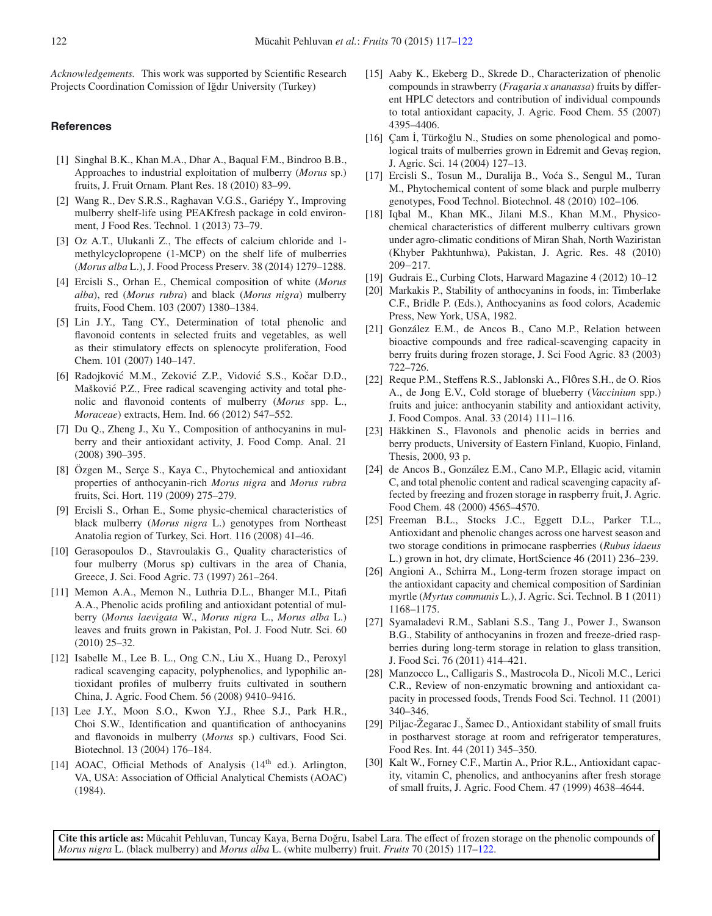*Acknowledgements.* This work was supported by Scientific Research Projects Coordination Comission of Iğdır University (Turkey)

## References

[1] Singhal B.K., Khan M.A., Dhar A., Baqual F.M., Bindroo B.B., Approaches to industrial exploitation of mulberry (*Morus* sp.) fruits, J. Fruit Ornam. Plant Res. 18 (2010) 83–99.

[2] Wang R., Dev S.R.S., Raghavan V.G.S., Gariépy Y., Improving mulberry shelf-life using PEAKfresh package in cold environment, J Food Res. Technol. 1 (2013) 73–79.

[3] Oz A.T., Ulukanli Z., The effects of calcium chloride and 1-methylcyclopropene (1-MCP) on the shelf life of mulberries (*Morus alba* L.), J. Food Process Preserv. 38 (2014) 1279–1288.

[4] Ercisli S., Orhan E., Chemical composition of white (*Morus alba*), red (*Morus rubra*) and black (*Morus nigra*) mulberry fruits, Food Chem. 103 (2007) 1380–1384.

[5] Lin J.Y., Tang CY., Determination of total phenolic and flavonoid contents in selected fruits and vegetables, as well as their stimulatory effects on splenocyte proliferation, Food Chem. 101 (2007) 140–147.

[6] Radojković M.M., Zeković Z.P., Vidović S.S., Kočar D.D., Mašković P.Z., Free radical scavenging activity and total phenolic and flavonoid contents of mulberry (*Morus* spp. L., *Moraceae*) extracts, Hem. Ind. 66 (2012) 547–552.

[7] Du Q., Zheng J., Xu Y., Composition of anthocyanins in mulberry and their antioxidant activity, J. Food Comp. Anal. 21 (2008) 390–395.

[8] Özgen M., Serçe S., Kaya C., Phytochemical and antioxidant properties of anthocyanin-rich *Morus nigra* and *Morus rubra* fruits, Sci. Hort. 119 (2009) 275–279.

[9] Ercisli S., Orhan E., Some physic-chemical characteristics of black mulberry (*Morus nigra* L.) genotypes from Northeast Anatolia region of Turkey, Sci. Hort. 116 (2008) 41–46.

[10] Gerasopoulos D., Stavroulakis G., Quality characteristics of four mulberry (Morus sp) cultivars in the area of Chania, Greece, J. Sci. Food Agric. 73 (1997) 261–264.

[11] Memon A.A., Memon N., Luthria D.L., Bhanger M.I., Pitafi A.A., Phenolic acids profiling and antioxidant potential of mulberry (*Morus laevigata* W., *Morus nigra* L., *Morus alba* L.) leaves and fruits grown in Pakistan, Pol. J. Food Nutr. Sci. 60 (2010) 25–32.

[12] Isabelle M., Lee B. L., Ong C.N., Liu X., Huang D., Peroxyl radical scavenging capacity, polyphenolics, and lypophilic antioxidant profiles of mulberry fruits cultivated in southern China, J. Agric. Food Chem. 56 (2008) 9410–9416.

[13] Lee J.Y., Moon S.O., Kwon Y.J., Rhee S.J., Park H.R., Choi S.W., Identification and quantification of anthocyanins and flavonoids in mulberry (*Morus* sp.) cultivars, Food Sci. Biotechnol. 13 (2004) 176–184.

[14] AOAC, Official Methods of Analysis (14th ed.). Arlington, VA, USA: Association of Official Analytical Chemists (AOAC) (1984).

[15] Aaby K., Ekeberg D., Skrede D., Characterization of phenolic compounds in strawberry (*Fragaria x ananassa*) fruits by different HPLC detectors and contribution of individual compounds to total antioxidant capacity, J. Agric. Food Chem. 55 (2007) 4395–4406.

[16] Çam İ, Türkoğlu N., Studies on some phenological and pomological traits of mulberries grown in Edremit and Gevaş region, J. Agric. Sci. 14 (2004) 127–13.

[17] Ercisli S., Tosun M., Duralija B., Voća S., Sengul M., Turan M., Phytochemical content of some black and purple mulberry genotypes, Food Technol. Biotechnol. 48 (2010) 102–106.

[18] Iqbal M., Khan MK., Jilani M.S., Khan M.M., Physicochemical characteristics of different mulberry cultivars grown under agro-climatic conditions of Miran Shah, North Waziristan (Khyber Pakhtunhwa), Pakistan, J. Agric. Res. 48 (2010) 209−217.

[19] Gudrais E., Curbing Clots, Harward Magazine 4 (2012) 10–12

[20] Markakis P., Stability of anthocyanins in foods, in: Timberlake C.F., Bridle P. (Eds.), Anthocyanins as food colors, Academic Press, New York, USA, 1982.

[21] González E.M., de Ancos B., Cano M.P., Relation between bioactive compounds and free radical-scavenging capacity in berry fruits during frozen storage, J. Sci Food Agric. 83 (2003) 722–726.

[22] Reque P.M., Steffens R.S., Jablonski A., Flôres S.H., de O. Rios A., de Jong E.V., Cold storage of blueberry (*Vaccinium* spp.) fruits and juice: anthocyanin stability and antioxidant activity, J. Food Compos. Anal. 33 (2014) 111–116.

[23] Häkkinen S., Flavonols and phenolic acids in berries and berry products, University of Eastern Finland, Kuopio, Finland, Thesis, 2000, 93 p.

[24] de Ancos B., González E.M., Cano M.P., Ellagic acid, vitamin C, and total phenolic content and radical scavenging capacity affected by freezing and frozen storage in raspberry fruit, J. Agric. Food Chem. 48 (2000) 4565–4570.

[25] Freeman B.L., Stocks J.C., Eggett D.L., Parker T.L., Antioxidant and phenolic changes across one harvest season and two storage conditions in primocane raspberries (*Rubus idaeus* L.) grown in hot, dry climate, HortScience 46 (2011) 236–239.

[26] Angioni A., Schirra M., Long-term frozen storage impact on the antioxidant capacity and chemical composition of Sardinian myrtle (*Myrtus communis* L.), J. Agric. Sci. Technol. B 1 (2011) 1168–1175.

[27] Syamaladevi R.M., Sablani S.S., Tang J., Power J., Swanson B.G., Stability of anthocyanins in frozen and freeze-dried raspberries during long-term storage in relation to glass transition, J. Food Sci. 76 (2011) 414–421.

[28] Manzocco L., Calligaris S., Mastrocola D., Nicoli M.C., Lerici C.R., Review of non-enzymatic browning and antioxidant capacity in processed foods, Trends Food Sci. Technol. 11 (2001) 340–346.

[29] Piljac-Žegarac J., Šamec D., Antioxidant stability of small fruits in postharvest storage at room and refrigerator temperatures, Food Res. Int. 44 (2011) 345–350.

[30] Kalt W., Forney C.F., Martin A., Prior R.L., Antioxidant capacity, vitamin C, phenolics, and anthocyanins after fresh storage of small fruits, J. Agric. Food Chem. 47 (1999) 4638–4644.

**Cite this article as:** Mücahit Pehluvan, Tuncay Kaya, Berna Doğru, Isabel Lara. The effect of frozen storage on the phenolic compounds of *Morus nigra* L. (black mulberry) and *Morus alba* L. (white mulberry) fruit. *Fruits* 70 (2015) 117–122.